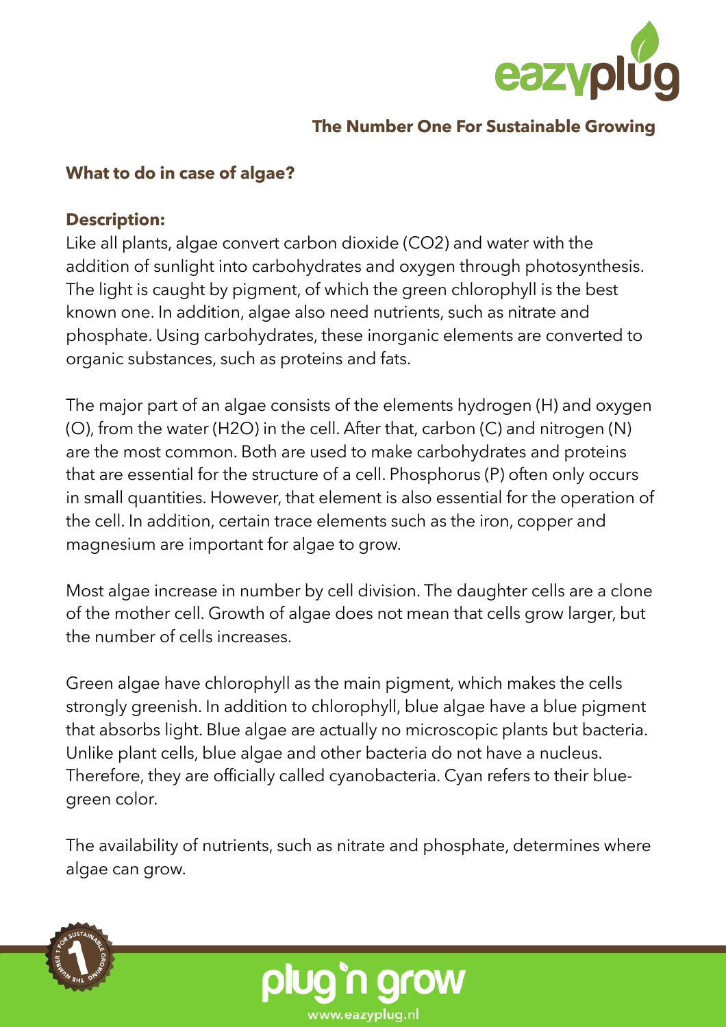**The Number One For Sustainable Growing**

## What to do in case of algae?

### Description:

Like all plants, algae convert carbon dioxide ($CO_2$) and water with the addition of sunlight into carbohydrates and oxygen through photosynthesis. The light is caught by pigment, of which the green chlorophyll is the best known one. In addition, algae also need nutrients, such as nitrate and phosphate. Using carbohydrates, these inorganic elements are converted to organic substances, such as proteins and fats.

The major part of an algae consists of the elements hydrogen (H) and oxygen (O), from the water ($H_2O$) in the cell. After that, carbon (C) and nitrogen (N) are the most common. Both are used to make carbohydrates and proteins that are essential for the structure of a cell. Phosphorus (P) often only occurs in small quantities. However, that element is also essential for the operation of the cell. In addition, certain trace elements such as the iron, copper and magnesium are important for algae to grow.

Most algae increase in number by cell division. The daughter cells are a clone of the mother cell. Growth of algae does not mean that cells grow larger, but the number of cells increases.

Green algae have chlorophyll as the main pigment, which makes the cells strongly greenish. In addition to chlorophyll, blue algae have a blue pigment that absorbs light. Blue algae are actually no microscopic plants but bacteria. Unlike plant cells, blue algae and other bacteria do not have a nucleus. Therefore, they are officially called cyanobacteria. Cyan refers to their blue-green color.

The availability of nutrients, such as nitrate and phosphate, determines where algae can grow.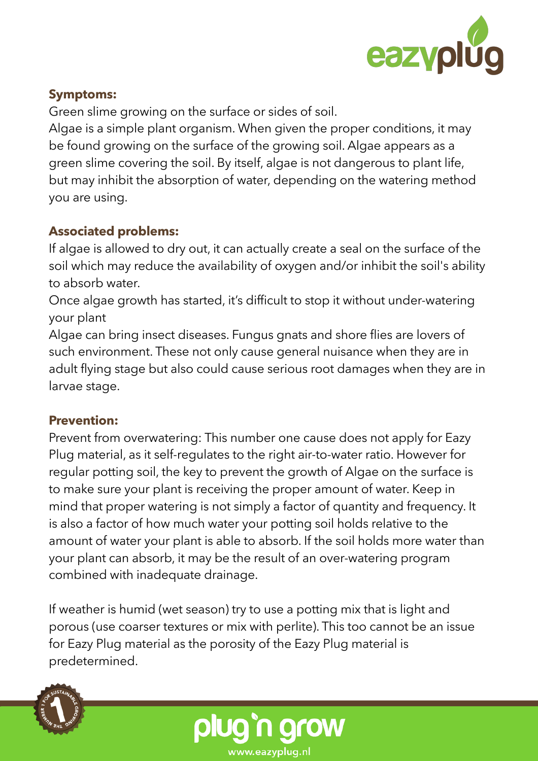**Symptoms:**

Green slime growing on the surface or sides of soil.
Algae is a simple plant organism. When given the proper conditions, it may be found growing on the surface of the growing soil. Algae appears as a green slime covering the soil. By itself, algae is not dangerous to plant life, but may inhibit the absorption of water, depending on the watering method you are using.

**Associated problems:**

If algae is allowed to dry out, it can actually create a seal on the surface of the soil which may reduce the availability of oxygen and/or inhibit the soil's ability to absorb water.
Once algae growth has started, it's difficult to stop it without under-watering your plant
Algae can bring insect diseases. Fungus gnats and shore flies are lovers of such environment. These not only cause general nuisance when they are in adult flying stage but also could cause serious root damages when they are in larvae stage.

**Prevention:**

Prevent from overwatering: This number one cause does not apply for Eazy Plug material, as it self-regulates to the right air-to-water ratio. However for regular potting soil, the key to prevent the growth of Algae on the surface is to make sure your plant is receiving the proper amount of water. Keep in mind that proper watering is not simply a factor of quantity and frequency. It is also a factor of how much water your potting soil holds relative to the amount of water your plant is able to absorb. If the soil holds more water than your plant can absorb, it may be the result of an over-watering program combined with inadequate drainage.

If weather is humid (wet season) try to use a potting mix that is light and porous (use coarser textures or mix with perlite). This too cannot be an issue for Eazy Plug material as the porosity of the Eazy Plug material is predetermined.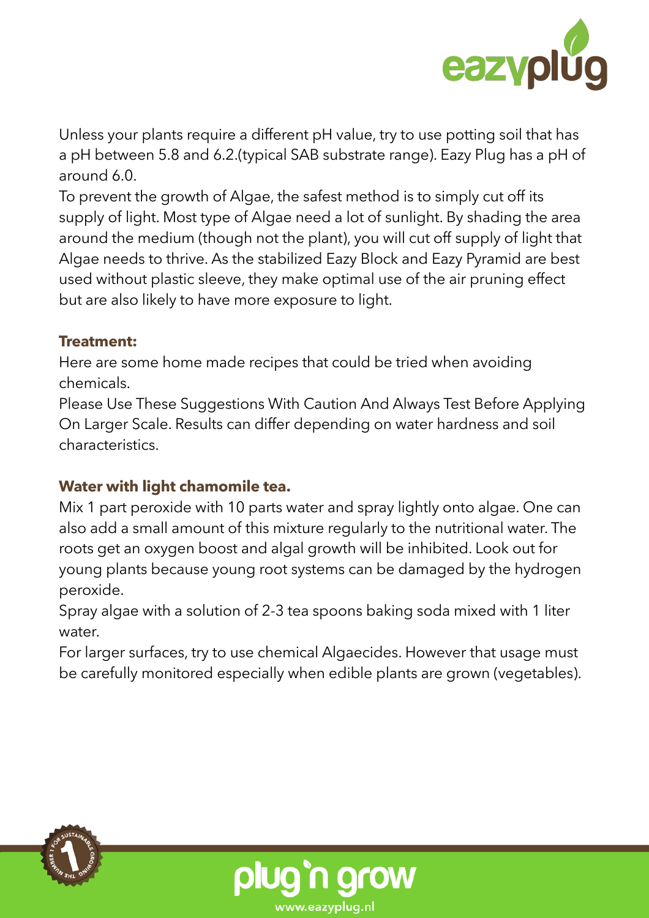Unless your plants require a different pH value, try to use potting soil that has a pH between 5.8 and 6.2.(typical SAB substrate range). Eazy Plug has a pH of around 6.0.

To prevent the growth of Algae, the safest method is to simply cut off its supply of light. Most type of Algae need a lot of sunlight. By shading the area around the medium (though not the plant), you will cut off supply of light that Algae needs to thrive. As the stabilized Eazy Block and Eazy Pyramid are best used without plastic sleeve, they make optimal use of the air pruning effect but are also likely to have more exposure to light.

**Treatment:**

Here are some home made recipes that could be tried when avoiding chemicals.

Please Use These Suggestions With Caution And Always Test Before Applying On Larger Scale. Results can differ depending on water hardness and soil characteristics.

**Water with light chamomile tea.**

Mix 1 part peroxide with 10 parts water and spray lightly onto algae. One can also add a small amount of this mixture regularly to the nutritional water. The roots get an oxygen boost and algal growth will be inhibited. Look out for young plants because young root systems can be damaged by the hydrogen peroxide.

Spray algae with a solution of 2-3 tea spoons baking soda mixed with 1 liter water.

For larger surfaces, try to use chemical Algaecides. However that usage must be carefully monitored especially when edible plants are grown (vegetables).